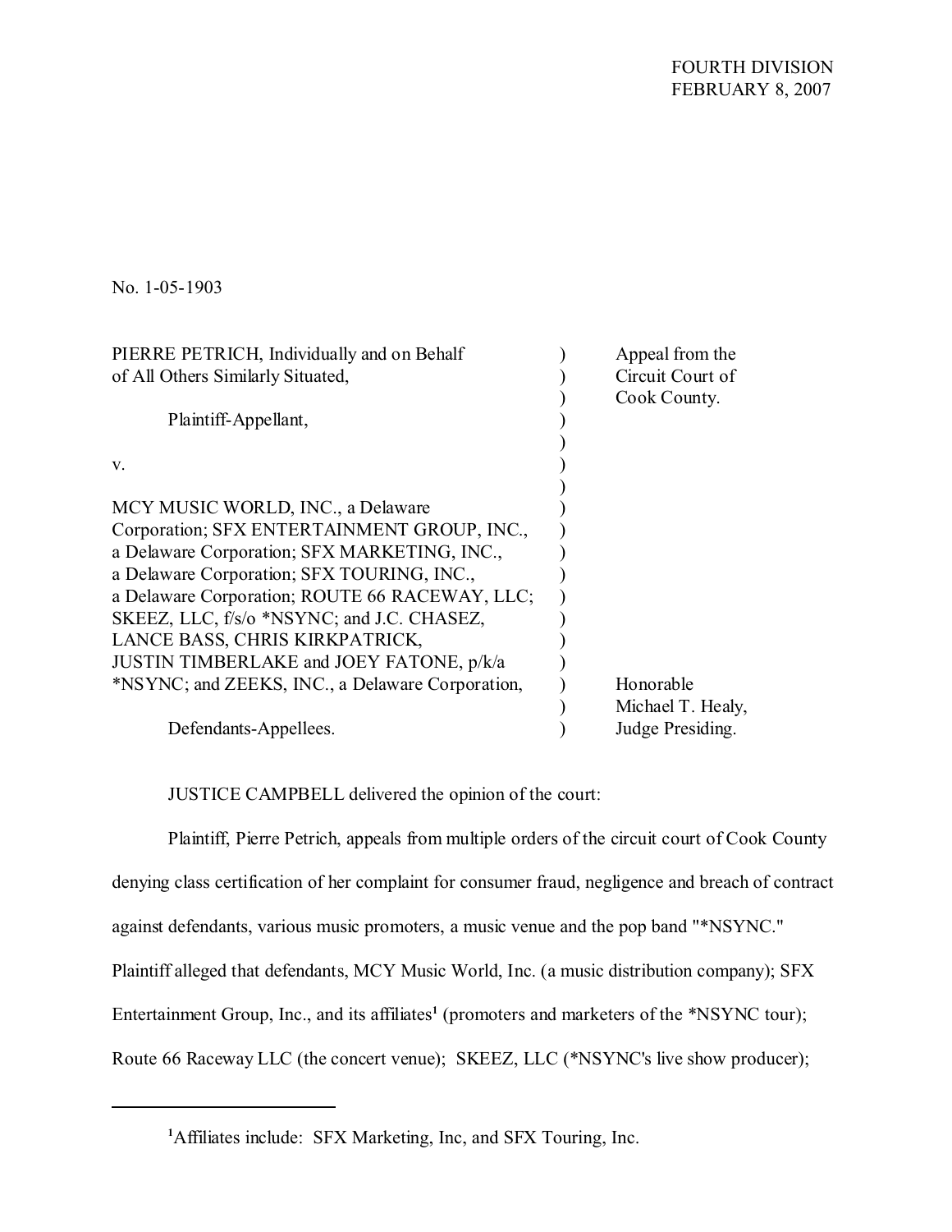FOURTH DIVISION
FEBRUARY 8, 2007

No. 1-05-1903

| | | |
|---|---|---|
| PIERRE PETRICH, Individually and on Behalf of All Others Similarly Situated,<br><br>Plaintiff-Appellant,<br><br>v.<br><br>MCY MUSIC WORLD, INC., a Delaware Corporation; SFX ENTERTAINMENT GROUP, INC., a Delaware Corporation; SFX MARKETING, INC., a Delaware Corporation; SFX TOURING, INC., a Delaware Corporation; ROUTE 66 RACEWAY, LLC; SKEEZ, LLC, f/s/o *NSYNC; and J.C. CHASEZ, LANCE BASS, CHRIS KIRKPATRICK, JUSTIN TIMBERLAKE and JOEY FATONE, p/k/a *NSYNC; and ZEEKS, INC., a Delaware Corporation,<br><br>Defendants-Appellees. | ) | Appeal from the Circuit Court of Cook County.<br><br>Honorable Michael T. Healy, Judge Presiding. |

JUSTICE CAMPBELL delivered the opinion of the court:

Plaintiff, Pierre Petrich, appeals from multiple orders of the circuit court of Cook County denying class certification of her complaint for consumer fraud, negligence and breach of contract against defendants, various music promoters, a music venue and the pop band "*NSYNC." Plaintiff alleged that defendants, MCY Music World, Inc. (a music distribution company); SFX Entertainment Group, Inc., and its affiliates[1] (promoters and marketers of the *NSYNC tour); Route 66 Raceway LLC (the concert venue); SKEEZ, LLC (*NSYNC's live show producer);

[1]Affiliates include: SFX Marketing, Inc, and SFX Touring, Inc.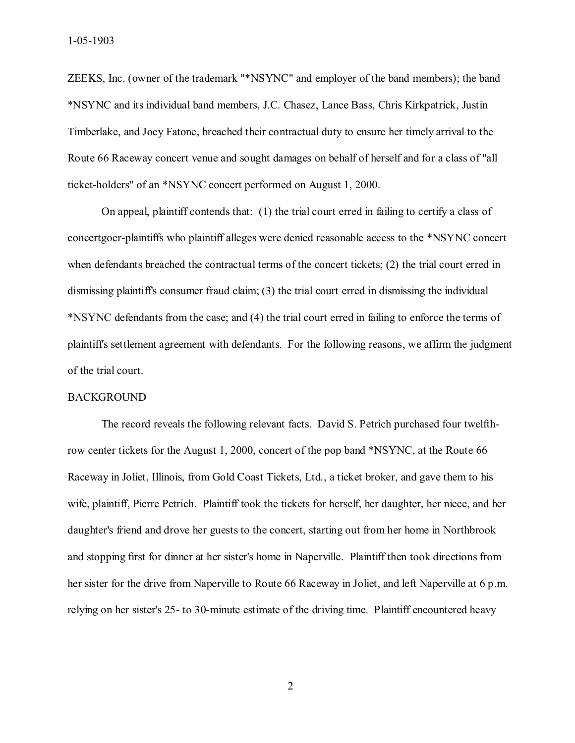ZEEKS, Inc. (owner of the trademark "*NSYNC" and employer of the band members); the band *NSYNC and its individual band members, J.C. Chasez, Lance Bass, Chris Kirkpatrick, Justin Timberlake, and Joey Fatone, breached their contractual duty to ensure her timely arrival to the Route 66 Raceway concert venue and sought damages on behalf of herself and for a class of "all ticket-holders" of an *NSYNC concert performed on August 1, 2000.

On appeal, plaintiff contends that: (1) the trial court erred in failing to certify a class of concertgoer-plaintiffs who plaintiff alleges were denied reasonable access to the *NSYNC concert when defendants breached the contractual terms of the concert tickets; (2) the trial court erred in dismissing plaintiff's consumer fraud claim; (3) the trial court erred in dismissing the individual *NSYNC defendants from the case; and (4) the trial court erred in failing to enforce the terms of plaintiff's settlement agreement with defendants. For the following reasons, we affirm the judgment of the trial court.

BACKGROUND

The record reveals the following relevant facts. David S. Petrich purchased four twelfth-row center tickets for the August 1, 2000, concert of the pop band *NSYNC, at the Route 66 Raceway in Joliet, Illinois, from Gold Coast Tickets, Ltd., a ticket broker, and gave them to his wife, plaintiff, Pierre Petrich. Plaintiff took the tickets for herself, her daughter, her niece, and her daughter's friend and drove her guests to the concert, starting out from her home in Northbrook and stopping first for dinner at her sister's home in Naperville. Plaintiff then took directions from her sister for the drive from Naperville to Route 66 Raceway in Joliet, and left Naperville at 6 p.m. relying on her sister's 25- to 30-minute estimate of the driving time. Plaintiff encountered heavy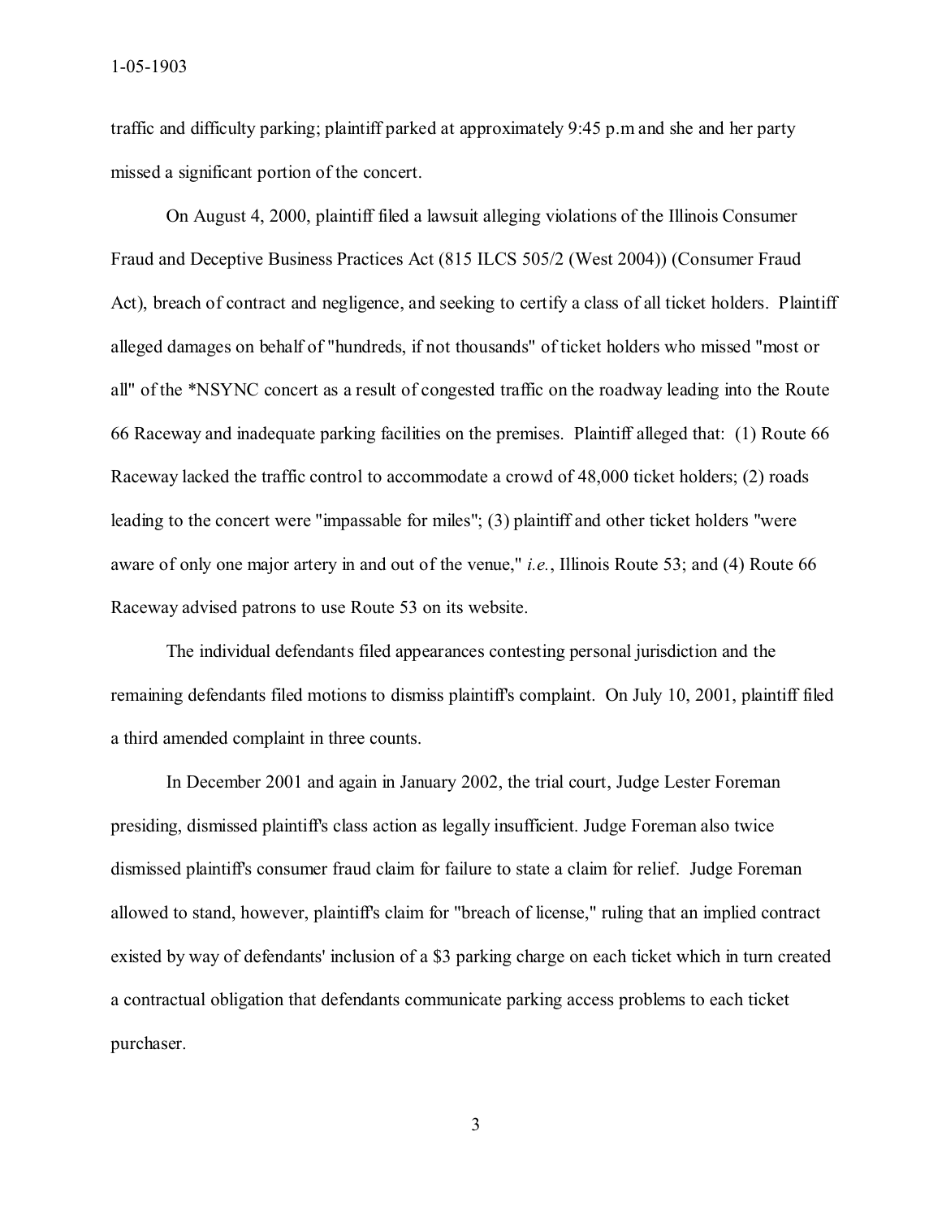traffic and difficulty parking; plaintiff parked at approximately 9:45 p.m and she and her party missed a significant portion of the concert.

On August 4, 2000, plaintiff filed a lawsuit alleging violations of the Illinois Consumer Fraud and Deceptive Business Practices Act (815 ILCS 505/2 (West 2004)) (Consumer Fraud Act), breach of contract and negligence, and seeking to certify a class of all ticket holders. Plaintiff alleged damages on behalf of "hundreds, if not thousands" of ticket holders who missed "most or all" of the *NSYNC concert as a result of congested traffic on the roadway leading into the Route 66 Raceway and inadequate parking facilities on the premises. Plaintiff alleged that: (1) Route 66 Raceway lacked the traffic control to accommodate a crowd of 48,000 ticket holders; (2) roads leading to the concert were "impassable for miles"; (3) plaintiff and other ticket holders "were aware of only one major artery in and out of the venue," *i.e.*, Illinois Route 53; and (4) Route 66 Raceway advised patrons to use Route 53 on its website.

The individual defendants filed appearances contesting personal jurisdiction and the remaining defendants filed motions to dismiss plaintiff's complaint. On July 10, 2001, plaintiff filed a third amended complaint in three counts.

In December 2001 and again in January 2002, the trial court, Judge Lester Foreman presiding, dismissed plaintiff's class action as legally insufficient. Judge Foreman also twice dismissed plaintiff's consumer fraud claim for failure to state a claim for relief. Judge Foreman allowed to stand, however, plaintiff's claim for "breach of license," ruling that an implied contract existed by way of defendants' inclusion of a $3 parking charge on each ticket which in turn created a contractual obligation that defendants communicate parking access problems to each ticket purchaser.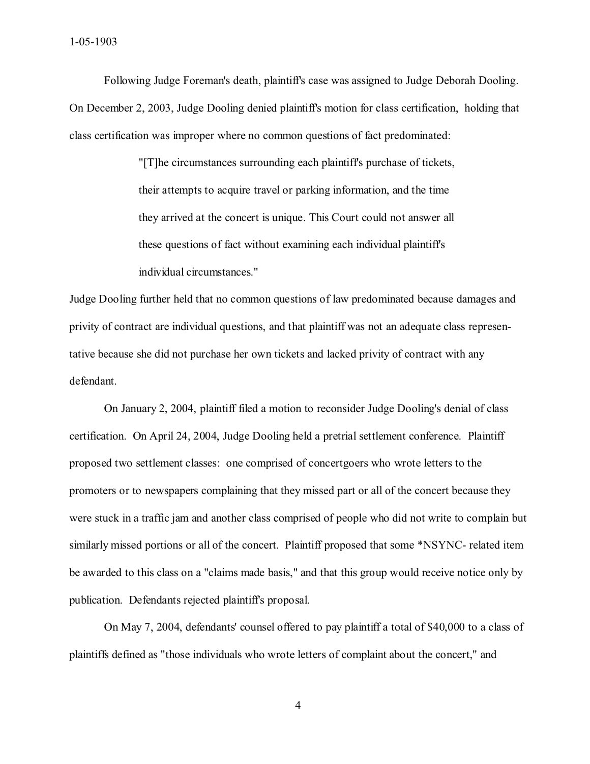Following Judge Foreman's death, plaintiff's case was assigned to Judge Deborah Dooling. On December 2, 2003, Judge Dooling denied plaintiff's motion for class certification, holding that class certification was improper where no common questions of fact predominated:

> "[T]he circumstances surrounding each plaintiff's purchase of tickets, their attempts to acquire travel or parking information, and the time they arrived at the concert is unique. This Court could not answer all these questions of fact without examining each individual plaintiff's individual circumstances."

Judge Dooling further held that no common questions of law predominated because damages and privity of contract are individual questions, and that plaintiff was not an adequate class representative because she did not purchase her own tickets and lacked privity of contract with any defendant.

On January 2, 2004, plaintiff filed a motion to reconsider Judge Dooling's denial of class certification. On April 24, 2004, Judge Dooling held a pretrial settlement conference. Plaintiff proposed two settlement classes: one comprised of concertgoers who wrote letters to the promoters or to newspapers complaining that they missed part or all of the concert because they were stuck in a traffic jam and another class comprised of people who did not write to complain but similarly missed portions or all of the concert. Plaintiff proposed that some *NSYNC- related item be awarded to this class on a "claims made basis," and that this group would receive notice only by publication. Defendants rejected plaintiff's proposal.

On May 7, 2004, defendants' counsel offered to pay plaintiff a total of $40,000 to a class of plaintiffs defined as "those individuals who wrote letters of complaint about the concert," and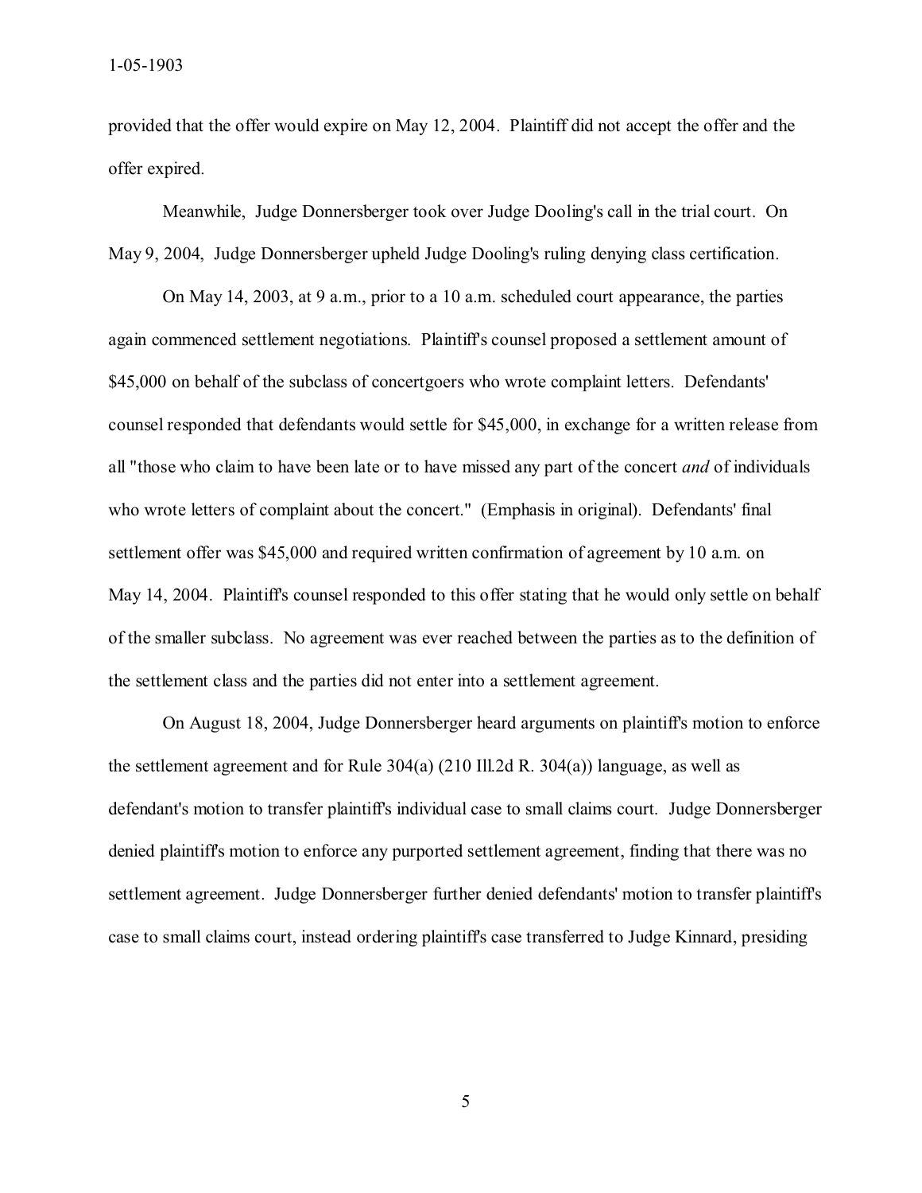provided that the offer would expire on May 12, 2004. Plaintiff did not accept the offer and the offer expired.

Meanwhile, Judge Donnersberger took over Judge Dooling's call in the trial court. On May 9, 2004, Judge Donnersberger upheld Judge Dooling's ruling denying class certification.

On May 14, 2003, at 9 a.m., prior to a 10 a.m. scheduled court appearance, the parties again commenced settlement negotiations. Plaintiff's counsel proposed a settlement amount of $45,000 on behalf of the subclass of concertgoers who wrote complaint letters. Defendants' counsel responded that defendants would settle for $45,000, in exchange for a written release from all "those who claim to have been late or to have missed any part of the concert *and* of individuals who wrote letters of complaint about the concert." (Emphasis in original). Defendants' final settlement offer was $45,000 and required written confirmation of agreement by 10 a.m. on May 14, 2004. Plaintiff's counsel responded to this offer stating that he would only settle on behalf of the smaller subclass. No agreement was ever reached between the parties as to the definition of the settlement class and the parties did not enter into a settlement agreement.

On August 18, 2004, Judge Donnersberger heard arguments on plaintiff's motion to enforce the settlement agreement and for Rule 304(a) (210 Ill.2d R. 304(a)) language, as well as defendant's motion to transfer plaintiff's individual case to small claims court. Judge Donnersberger denied plaintiff's motion to enforce any purported settlement agreement, finding that there was no settlement agreement. Judge Donnersberger further denied defendants' motion to transfer plaintiff's case to small claims court, instead ordering plaintiff's case transferred to Judge Kinnard, presiding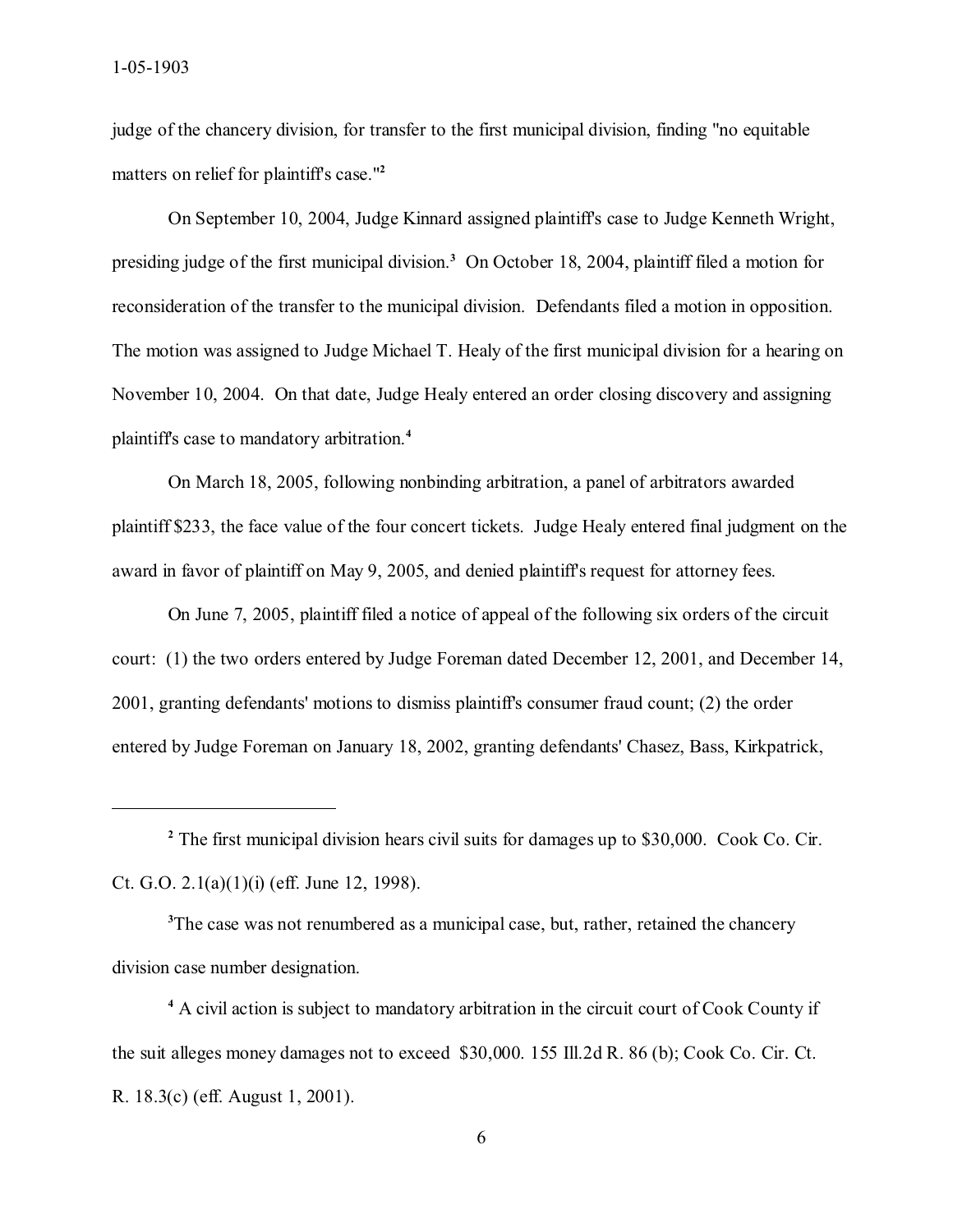judge of the chancery division, for transfer to the first municipal division, finding "no equitable matters on relief for plaintiff's case."[2]

On September 10, 2004, Judge Kinnard assigned plaintiff's case to Judge Kenneth Wright, presiding judge of the first municipal division.[3] On October 18, 2004, plaintiff filed a motion for reconsideration of the transfer to the municipal division. Defendants filed a motion in opposition. The motion was assigned to Judge Michael T. Healy of the first municipal division for a hearing on November 10, 2004. On that date, Judge Healy entered an order closing discovery and assigning plaintiff's case to mandatory arbitration.[4]

On March 18, 2005, following nonbinding arbitration, a panel of arbitrators awarded plaintiff $233, the face value of the four concert tickets. Judge Healy entered final judgment on the award in favor of plaintiff on May 9, 2005, and denied plaintiff's request for attorney fees.

On June 7, 2005, plaintiff filed a notice of appeal of the following six orders of the circuit court: (1) the two orders entered by Judge Foreman dated December 12, 2001, and December 14, 2001, granting defendants' motions to dismiss plaintiff's consumer fraud count; (2) the order entered by Judge Foreman on January 18, 2002, granting defendants' Chasez, Bass, Kirkpatrick,

---

[2] The first municipal division hears civil suits for damages up to $30,000. Cook Co. Cir. Ct. G.O. 2.1(a)(1)(i) (eff. June 12, 1998).

[3] The case was not renumbered as a municipal case, but, rather, retained the chancery division case number designation.

[4] A civil action is subject to mandatory arbitration in the circuit court of Cook County if the suit alleges money damages not to exceed $30,000. 155 Ill.2d R. 86 (b); Cook Co. Cir. Ct. R. 18.3(c) (eff. August 1, 2001).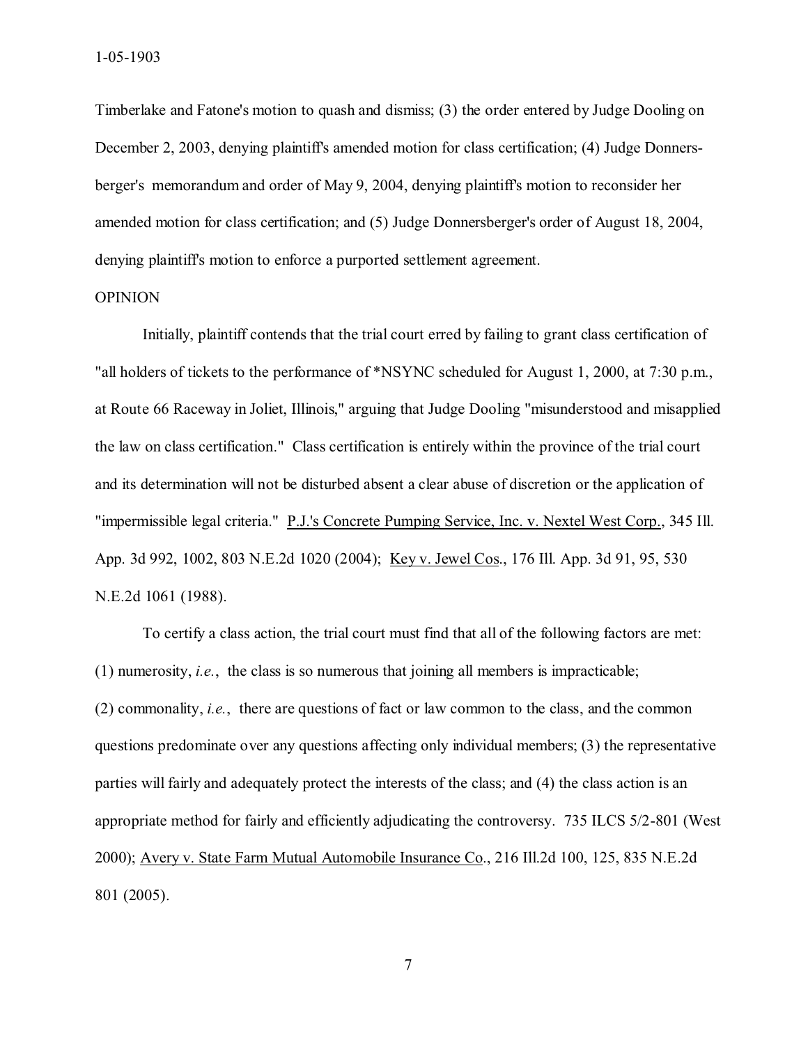Timberlake and Fatone's motion to quash and dismiss; (3) the order entered by Judge Dooling on December 2, 2003, denying plaintiff's amended motion for class certification; (4) Judge Donnersberger's memorandum and order of May 9, 2004, denying plaintiff's motion to reconsider her amended motion for class certification; and (5) Judge Donnersberger's order of August 18, 2004, denying plaintiff's motion to enforce a purported settlement agreement.

## OPINION

Initially, plaintiff contends that the trial court erred by failing to grant class certification of "all holders of tickets to the performance of *NSYNC scheduled for August 1, 2000, at 7:30 p.m., at Route 66 Raceway in Joliet, Illinois," arguing that Judge Dooling "misunderstood and misapplied the law on class certification." Class certification is entirely within the province of the trial court and its determination will not be disturbed absent a clear abuse of discretion or the application of "impermissible legal criteria." P.J.'s Concrete Pumping Service, Inc. v. Nextel West Corp., 345 Ill. App. 3d 992, 1002, 803 N.E.2d 1020 (2004); Key v. Jewel Cos., 176 Ill. App. 3d 91, 95, 530 N.E.2d 1061 (1988).

To certify a class action, the trial court must find that all of the following factors are met: (1) numerosity, *i.e.*, the class is so numerous that joining all members is impracticable; (2) commonality, *i.e.*, there are questions of fact or law common to the class, and the common questions predominate over any questions affecting only individual members; (3) the representative parties will fairly and adequately protect the interests of the class; and (4) the class action is an appropriate method for fairly and efficiently adjudicating the controversy. 735 ILCS 5/2-801 (West 2000); Avery v. State Farm Mutual Automobile Insurance Co., 216 Ill.2d 100, 125, 835 N.E.2d 801 (2005).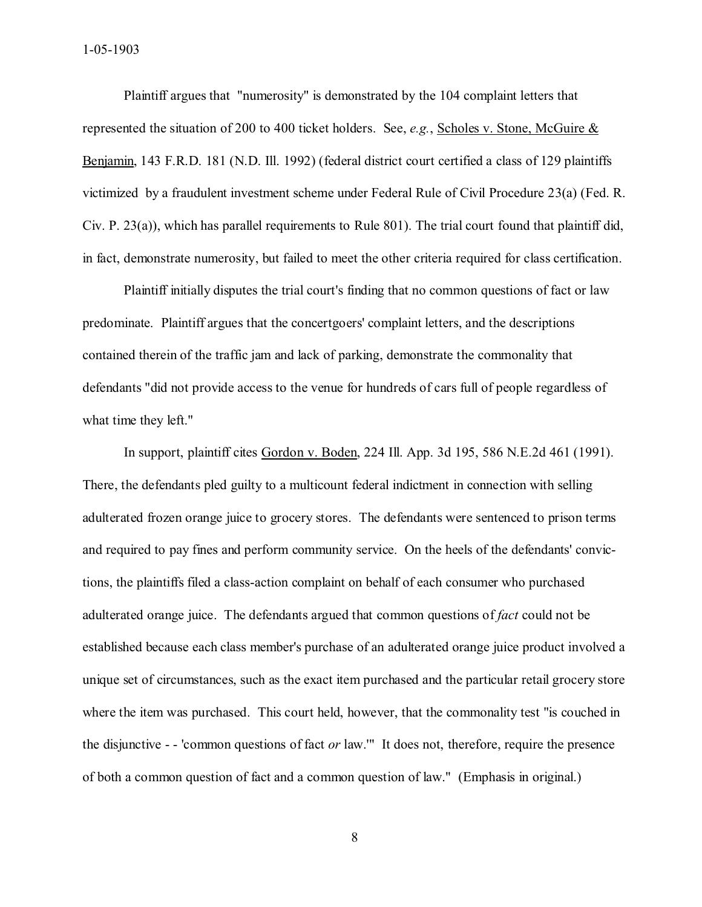Plaintiff argues that "numerosity" is demonstrated by the 104 complaint letters that represented the situation of 200 to 400 ticket holders. See, *e.g.*, Scholes v. Stone, McGuire & Benjamin, 143 F.R.D. 181 (N.D. Ill. 1992) (federal district court certified a class of 129 plaintiffs victimized by a fraudulent investment scheme under Federal Rule of Civil Procedure 23(a) (Fed. R. Civ. P. 23(a)), which has parallel requirements to Rule 801). The trial court found that plaintiff did, in fact, demonstrate numerosity, but failed to meet the other criteria required for class certification.

Plaintiff initially disputes the trial court's finding that no common questions of fact or law predominate. Plaintiff argues that the concertgoers' complaint letters, and the descriptions contained therein of the traffic jam and lack of parking, demonstrate the commonality that defendants "did not provide access to the venue for hundreds of cars full of people regardless of what time they left."

In support, plaintiff cites Gordon v. Boden, 224 Ill. App. 3d 195, 586 N.E.2d 461 (1991). There, the defendants pled guilty to a multicount federal indictment in connection with selling adulterated frozen orange juice to grocery stores. The defendants were sentenced to prison terms and required to pay fines and perform community service. On the heels of the defendants' convictions, the plaintiffs filed a class-action complaint on behalf of each consumer who purchased adulterated orange juice. The defendants argued that common questions of *fact* could not be established because each class member's purchase of an adulterated orange juice product involved a unique set of circumstances, such as the exact item purchased and the particular retail grocery store where the item was purchased. This court held, however, that the commonality test "is couched in the disjunctive - - 'common questions of fact *or* law.'" It does not, therefore, require the presence of both a common question of fact and a common question of law." (Emphasis in original.)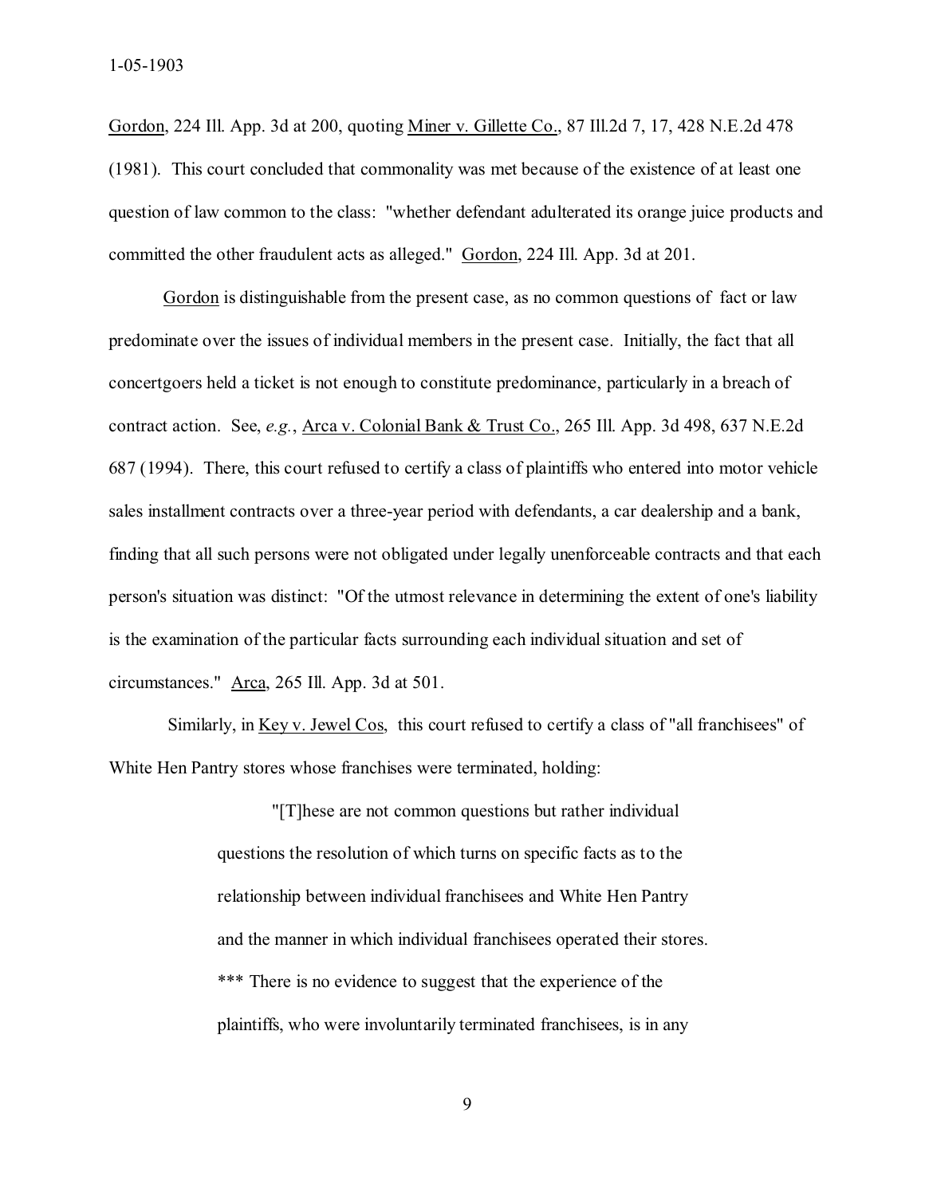Gordon, 224 Ill. App. 3d at 200, quoting Miner v. Gillette Co., 87 Ill.2d 7, 17, 428 N.E.2d 478 (1981). This court concluded that commonality was met because of the existence of at least one question of law common to the class: "whether defendant adulterated its orange juice products and committed the other fraudulent acts as alleged." Gordon, 224 Ill. App. 3d at 201.

Gordon is distinguishable from the present case, as no common questions of fact or law predominate over the issues of individual members in the present case. Initially, the fact that all concertgoers held a ticket is not enough to constitute predominance, particularly in a breach of contract action. See, *e.g.*, Arca v. Colonial Bank & Trust Co., 265 Ill. App. 3d 498, 637 N.E.2d 687 (1994). There, this court refused to certify a class of plaintiffs who entered into motor vehicle sales installment contracts over a three-year period with defendants, a car dealership and a bank, finding that all such persons were not obligated under legally unenforceable contracts and that each person's situation was distinct: "Of the utmost relevance in determining the extent of one's liability is the examination of the particular facts surrounding each individual situation and set of circumstances." Arca, 265 Ill. App. 3d at 501.

Similarly, in Key v. Jewel Cos, this court refused to certify a class of "all franchisees" of White Hen Pantry stores whose franchises were terminated, holding:

> "[T]hese are not common questions but rather individual questions the resolution of which turns on specific facts as to the relationship between individual franchisees and White Hen Pantry and the manner in which individual franchisees operated their stores. *** There is no evidence to suggest that the experience of the plaintiffs, who were involuntarily terminated franchisees, is in any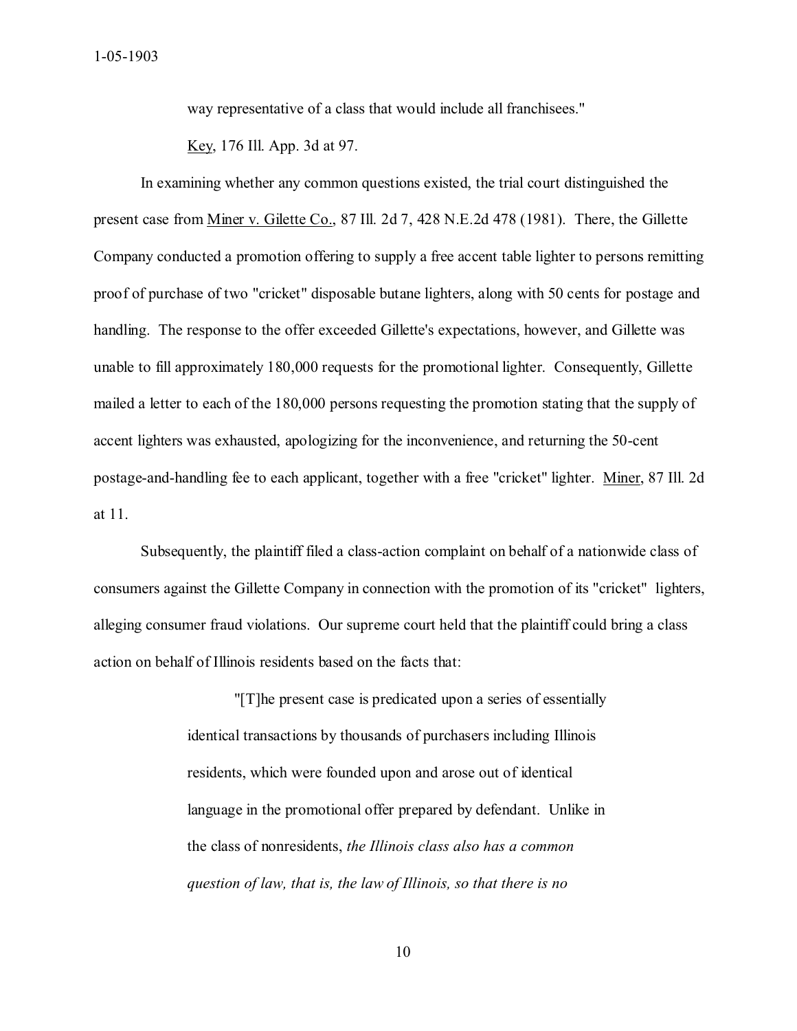way representative of a class that would include all franchisees."

Key, 176 Ill. App. 3d at 97.

In examining whether any common questions existed, the trial court distinguished the present case from Miner v. Gilette Co., 87 Ill. 2d 7, 428 N.E.2d 478 (1981). There, the Gillette Company conducted a promotion offering to supply a free accent table lighter to persons remitting proof of purchase of two "cricket" disposable butane lighters, along with 50 cents for postage and handling. The response to the offer exceeded Gillette's expectations, however, and Gillette was unable to fill approximately 180,000 requests for the promotional lighter. Consequently, Gillette mailed a letter to each of the 180,000 persons requesting the promotion stating that the supply of accent lighters was exhausted, apologizing for the inconvenience, and returning the 50-cent postage-and-handling fee to each applicant, together with a free "cricket" lighter. Miner, 87 Ill. 2d at 11.

Subsequently, the plaintiff filed a class-action complaint on behalf of a nationwide class of consumers against the Gillette Company in connection with the promotion of its "cricket" lighters, alleging consumer fraud violations. Our supreme court held that the plaintiff could bring a class action on behalf of Illinois residents based on the facts that:

> "[T]he present case is predicated upon a series of essentially identical transactions by thousands of purchasers including Illinois residents, which were founded upon and arose out of identical language in the promotional offer prepared by defendant. Unlike in the class of nonresidents, *the Illinois class also has a common question of law, that is, the law of Illinois, so that there is no*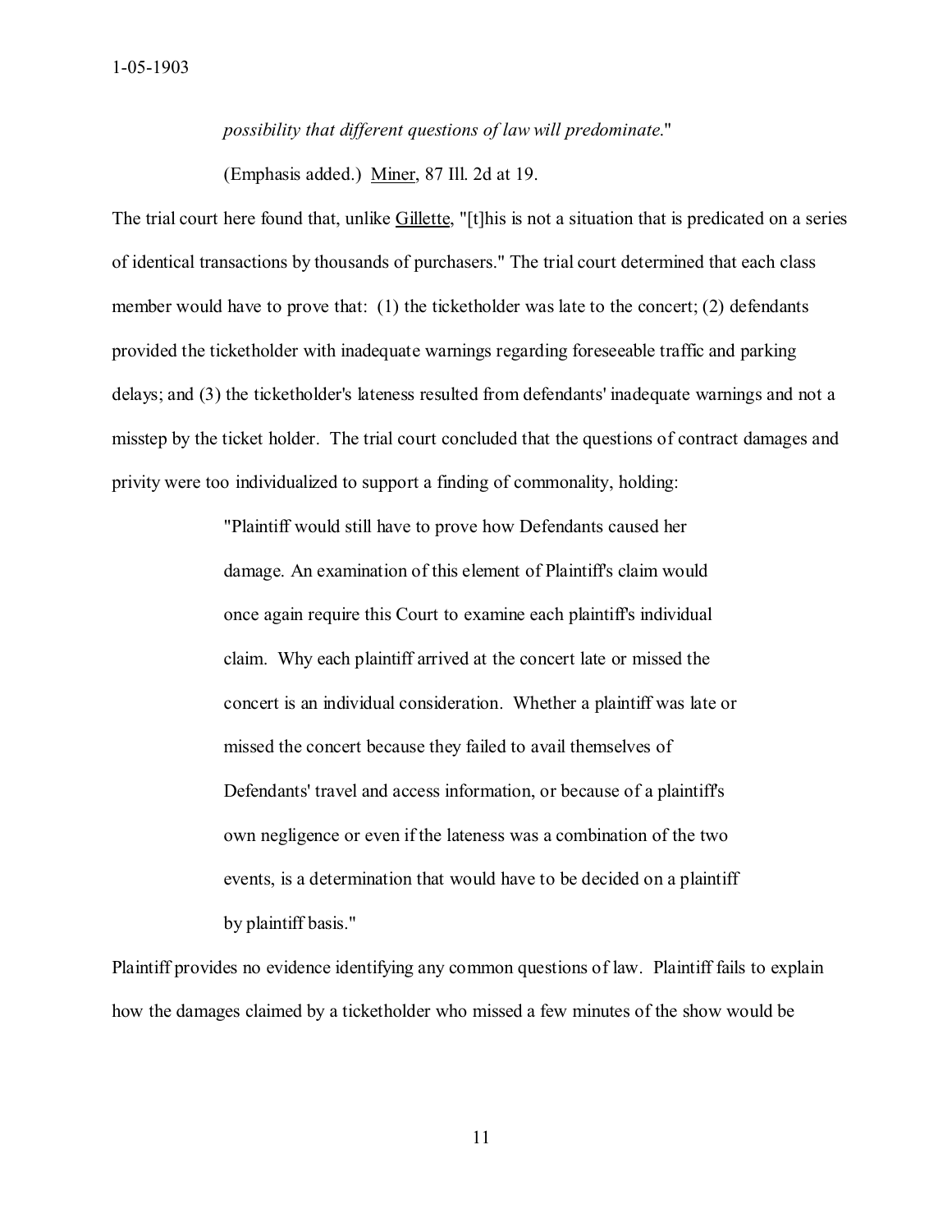*possibility that different questions of law will predominate*."

(Emphasis added.) Miner, 87 Ill. 2d at 19.

The trial court here found that, unlike Gillette, "[t]his is not a situation that is predicated on a series of identical transactions by thousands of purchasers." The trial court determined that each class member would have to prove that: (1) the ticketholder was late to the concert; (2) defendants provided the ticketholder with inadequate warnings regarding foreseeable traffic and parking delays; and (3) the ticketholder's lateness resulted from defendants' inadequate warnings and not a misstep by the ticket holder. The trial court concluded that the questions of contract damages and privity were too individualized to support a finding of commonality, holding:

> "Plaintiff would still have to prove how Defendants caused her damage. An examination of this element of Plaintiff's claim would once again require this Court to examine each plaintiff's individual claim. Why each plaintiff arrived at the concert late or missed the concert is an individual consideration. Whether a plaintiff was late or missed the concert because they failed to avail themselves of Defendants' travel and access information, or because of a plaintiff's own negligence or even if the lateness was a combination of the two events, is a determination that would have to be decided on a plaintiff by plaintiff basis."

Plaintiff provides no evidence identifying any common questions of law. Plaintiff fails to explain how the damages claimed by a ticketholder who missed a few minutes of the show would be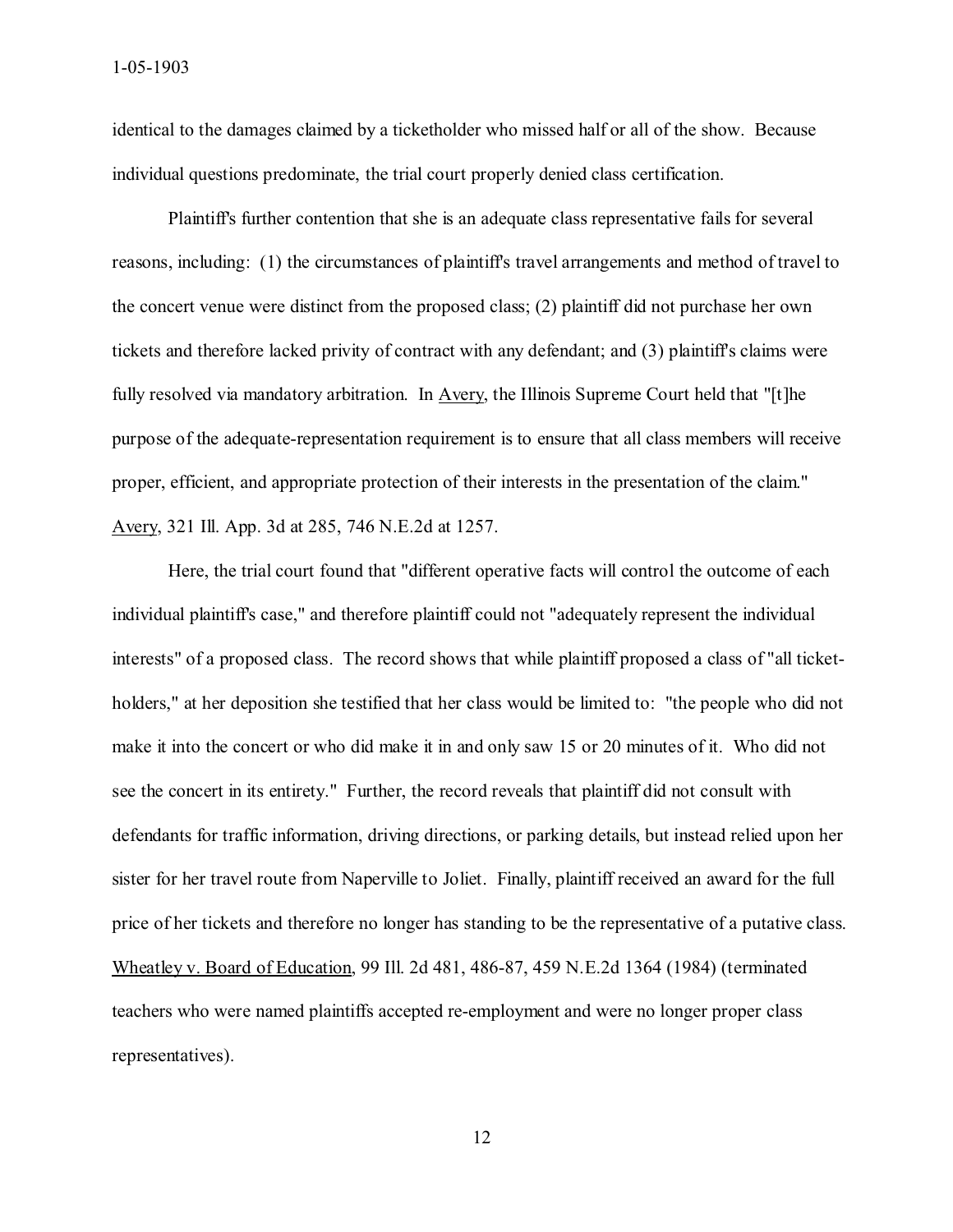identical to the damages claimed by a ticketholder who missed half or all of the show. Because individual questions predominate, the trial court properly denied class certification.

Plaintiff's further contention that she is an adequate class representative fails for several reasons, including: (1) the circumstances of plaintiff's travel arrangements and method of travel to the concert venue were distinct from the proposed class; (2) plaintiff did not purchase her own tickets and therefore lacked privity of contract with any defendant; and (3) plaintiff's claims were fully resolved via mandatory arbitration. In Avery, the Illinois Supreme Court held that "[t]he purpose of the adequate-representation requirement is to ensure that all class members will receive proper, efficient, and appropriate protection of their interests in the presentation of the claim." Avery, 321 Ill. App. 3d at 285, 746 N.E.2d at 1257.

Here, the trial court found that "different operative facts will control the outcome of each individual plaintiff's case," and therefore plaintiff could not "adequately represent the individual interests" of a proposed class. The record shows that while plaintiff proposed a class of "all ticket-holders," at her deposition she testified that her class would be limited to: "the people who did not make it into the concert or who did make it in and only saw 15 or 20 minutes of it. Who did not see the concert in its entirety." Further, the record reveals that plaintiff did not consult with defendants for traffic information, driving directions, or parking details, but instead relied upon her sister for her travel route from Naperville to Joliet. Finally, plaintiff received an award for the full price of her tickets and therefore no longer has standing to be the representative of a putative class. Wheatley v. Board of Education, 99 Ill. 2d 481, 486-87, 459 N.E.2d 1364 (1984) (terminated teachers who were named plaintiffs accepted re-employment and were no longer proper class representatives).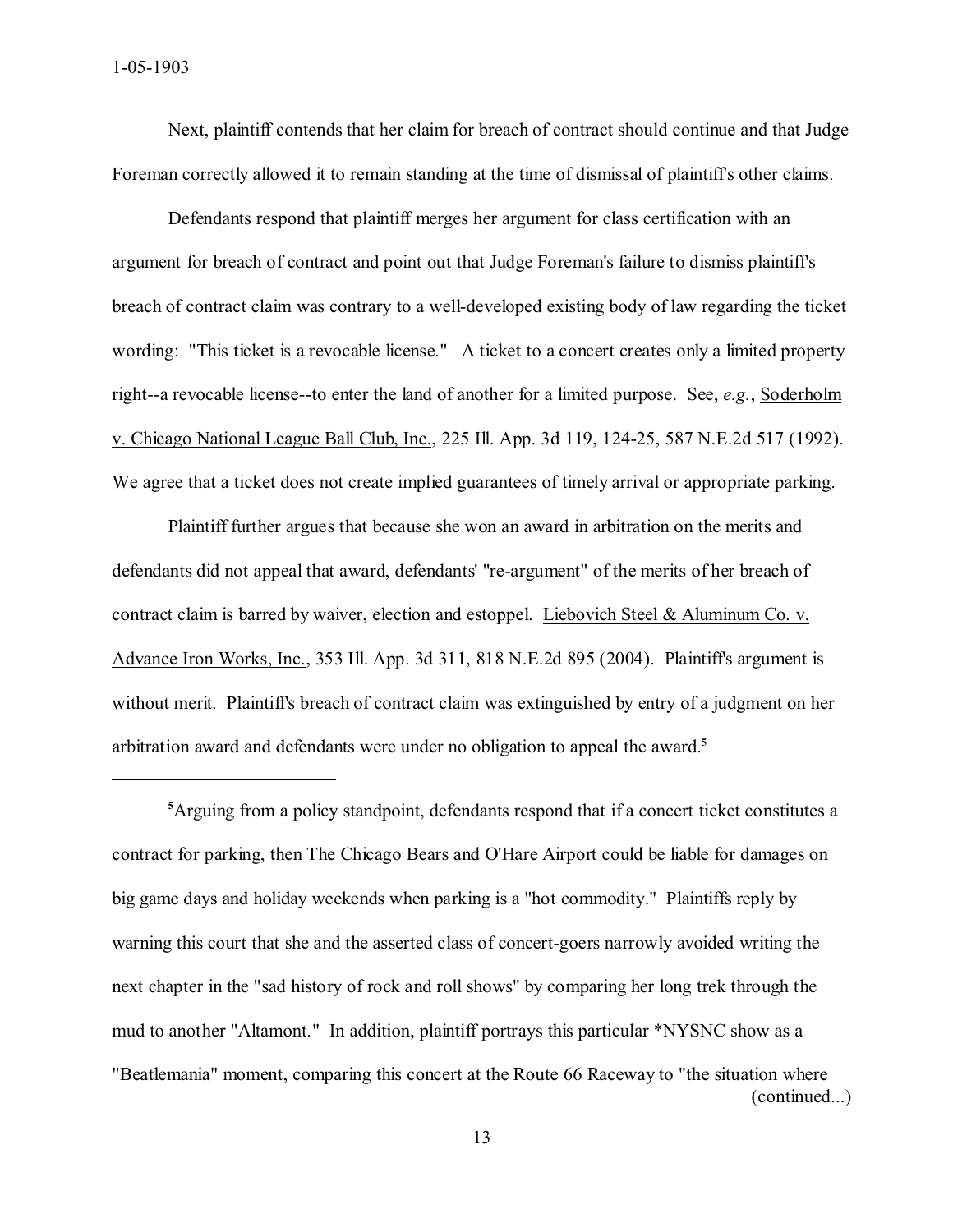Next, plaintiff contends that her claim for breach of contract should continue and that Judge Foreman correctly allowed it to remain standing at the time of dismissal of plaintiff's other claims.

Defendants respond that plaintiff merges her argument for class certification with an argument for breach of contract and point out that Judge Foreman's failure to dismiss plaintiff's breach of contract claim was contrary to a well-developed existing body of law regarding the ticket wording: "This ticket is a revocable license." A ticket to a concert creates only a limited property right--a revocable license--to enter the land of another for a limited purpose. See, *e.g.*, Soderholm v. Chicago National League Ball Club, Inc., 225 Ill. App. 3d 119, 124-25, 587 N.E.2d 517 (1992). We agree that a ticket does not create implied guarantees of timely arrival or appropriate parking.

Plaintiff further argues that because she won an award in arbitration on the merits and defendants did not appeal that award, defendants' "re-argument" of the merits of her breach of contract claim is barred by waiver, election and estoppel. Liebovich Steel & Aluminum Co. v. Advance Iron Works, Inc., 353 Ill. App. 3d 311, 818 N.E.2d 895 (2004). Plaintiff's argument is without merit. Plaintiff's breach of contract claim was extinguished by entry of a judgment on her arbitration award and defendants were under no obligation to appeal the award.[5]

---

[5]Arguing from a policy standpoint, defendants respond that if a concert ticket constitutes a contract for parking, then The Chicago Bears and O'Hare Airport could be liable for damages on big game days and holiday weekends when parking is a "hot commodity." Plaintiffs reply by warning this court that she and the asserted class of concert-goers narrowly avoided writing the next chapter in the "sad history of rock and roll shows" by comparing her long trek through the mud to another "Altamont." In addition, plaintiff portrays this particular *NYSNC show as a "Beatlemania" moment, comparing this concert at the Route 66 Raceway to "the situation where (continued...)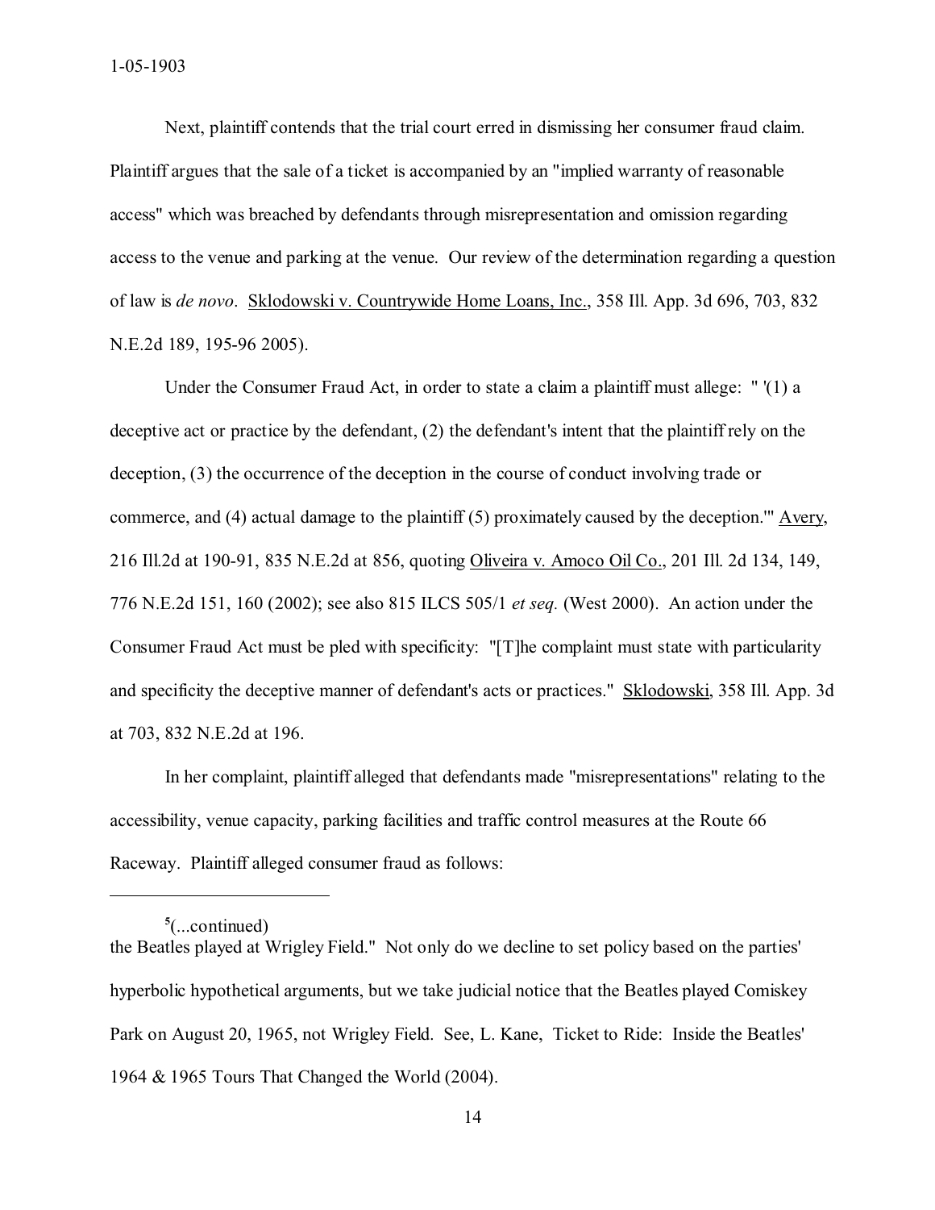Next, plaintiff contends that the trial court erred in dismissing her consumer fraud claim. Plaintiff argues that the sale of a ticket is accompanied by an "implied warranty of reasonable access" which was breached by defendants through misrepresentation and omission regarding access to the venue and parking at the venue. Our review of the determination regarding a question of law is *de novo*. Sklodowski v. Countrywide Home Loans, Inc., 358 Ill. App. 3d 696, 703, 832 N.E.2d 189, 195-96 2005).

Under the Consumer Fraud Act, in order to state a claim a plaintiff must allege: " '(1) a deceptive act or practice by the defendant, (2) the defendant's intent that the plaintiff rely on the deception, (3) the occurrence of the deception in the course of conduct involving trade or commerce, and (4) actual damage to the plaintiff (5) proximately caused by the deception.'" Avery, 216 Ill.2d at 190-91, 835 N.E.2d at 856, quoting Oliveira v. Amoco Oil Co., 201 Ill. 2d 134, 149, 776 N.E.2d 151, 160 (2002); see also 815 ILCS 505/1 *et seq.* (West 2000). An action under the Consumer Fraud Act must be pled with specificity: "[T]he complaint must state with particularity and specificity the deceptive manner of defendant's acts or practices." Sklodowski, 358 Ill. App. 3d at 703, 832 N.E.2d at 196.

In her complaint, plaintiff alleged that defendants made "misrepresentations" relating to the accessibility, venue capacity, parking facilities and traffic control measures at the Route 66 Raceway. Plaintiff alleged consumer fraud as follows:

---

[5](...continued)
the Beatles played at Wrigley Field." Not only do we decline to set policy based on the parties' hyperbolic hypothetical arguments, but we take judicial notice that the Beatles played Comiskey Park on August 20, 1965, not Wrigley Field. See, L. Kane, Ticket to Ride: Inside the Beatles' 1964 & 1965 Tours That Changed the World (2004).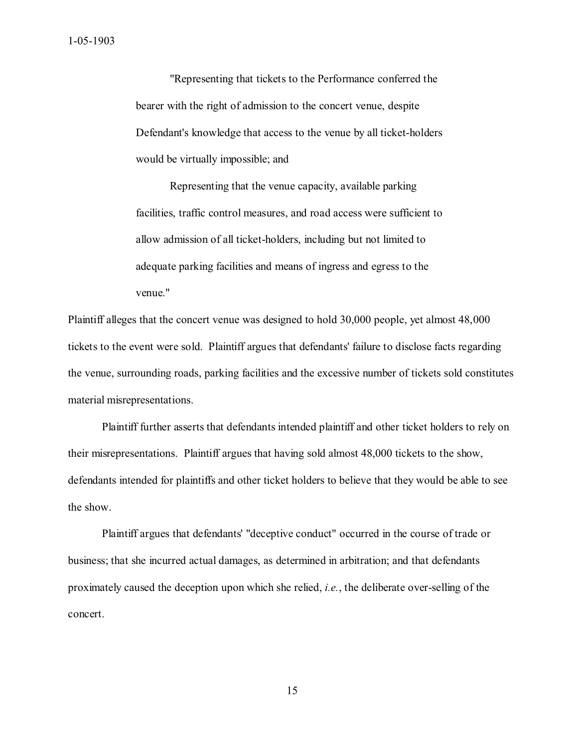> "Representing that tickets to the Performance conferred the bearer with the right of admission to the concert venue, despite Defendant's knowledge that access to the venue by all ticket-holders would be virtually impossible; and
>
> Representing that the venue capacity, available parking facilities, traffic control measures, and road access were sufficient to allow admission of all ticket-holders, including but not limited to adequate parking facilities and means of ingress and egress to the venue."

Plaintiff alleges that the concert venue was designed to hold 30,000 people, yet almost 48,000 tickets to the event were sold. Plaintiff argues that defendants' failure to disclose facts regarding the venue, surrounding roads, parking facilities and the excessive number of tickets sold constitutes material misrepresentations.

Plaintiff further asserts that defendants intended plaintiff and other ticket holders to rely on their misrepresentations. Plaintiff argues that having sold almost 48,000 tickets to the show, defendants intended for plaintiffs and other ticket holders to believe that they would be able to see the show.

Plaintiff argues that defendants' "deceptive conduct" occurred in the course of trade or business; that she incurred actual damages, as determined in arbitration; and that defendants proximately caused the deception upon which she relied, *i.e.*, the deliberate over-selling of the concert.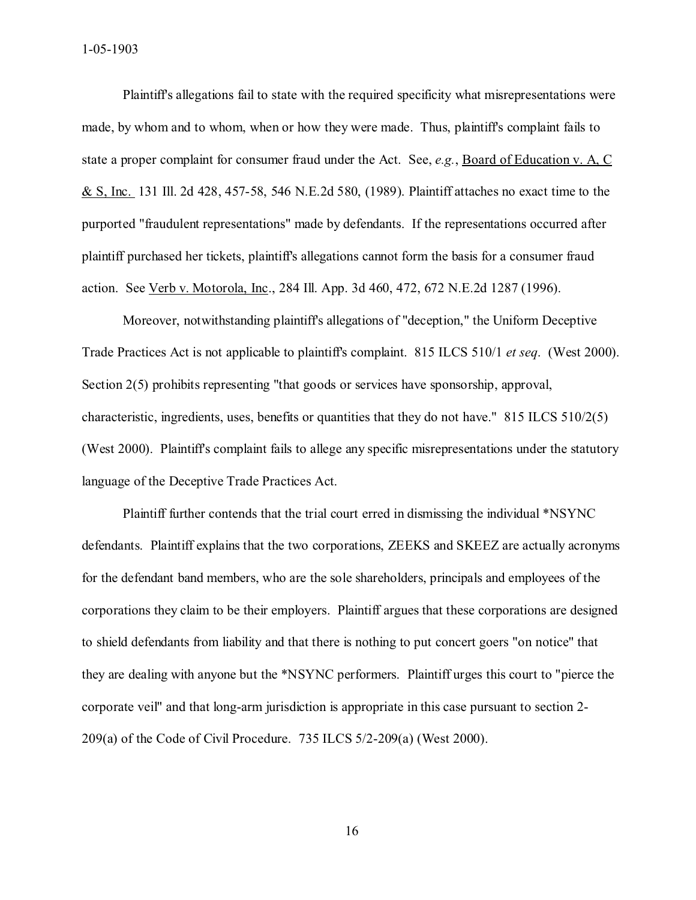Plaintiff's allegations fail to state with the required specificity what misrepresentations were made, by whom and to whom, when or how they were made. Thus, plaintiff's complaint fails to state a proper complaint for consumer fraud under the Act. See, *e.g.*, Board of Education v. A, C & S, Inc. 131 Ill. 2d 428, 457-58, 546 N.E.2d 580, (1989). Plaintiff attaches no exact time to the purported "fraudulent representations" made by defendants. If the representations occurred after plaintiff purchased her tickets, plaintiff's allegations cannot form the basis for a consumer fraud action. See Verb v. Motorola, Inc., 284 Ill. App. 3d 460, 472, 672 N.E.2d 1287 (1996).

Moreover, notwithstanding plaintiff's allegations of "deception," the Uniform Deceptive Trade Practices Act is not applicable to plaintiff's complaint. 815 ILCS 510/1 *et seq*. (West 2000). Section 2(5) prohibits representing "that goods or services have sponsorship, approval, characteristic, ingredients, uses, benefits or quantities that they do not have." 815 ILCS 510/2(5) (West 2000). Plaintiff's complaint fails to allege any specific misrepresentations under the statutory language of the Deceptive Trade Practices Act.

Plaintiff further contends that the trial court erred in dismissing the individual *NSYNC defendants. Plaintiff explains that the two corporations, ZEEKS and SKEEZ are actually acronyms for the defendant band members, who are the sole shareholders, principals and employees of the corporations they claim to be their employers. Plaintiff argues that these corporations are designed to shield defendants from liability and that there is nothing to put concert goers "on notice" that they are dealing with anyone but the *NSYNC performers. Plaintiff urges this court to "pierce the corporate veil" and that long-arm jurisdiction is appropriate in this case pursuant to section 2-209(a) of the Code of Civil Procedure. 735 ILCS 5/2-209(a) (West 2000).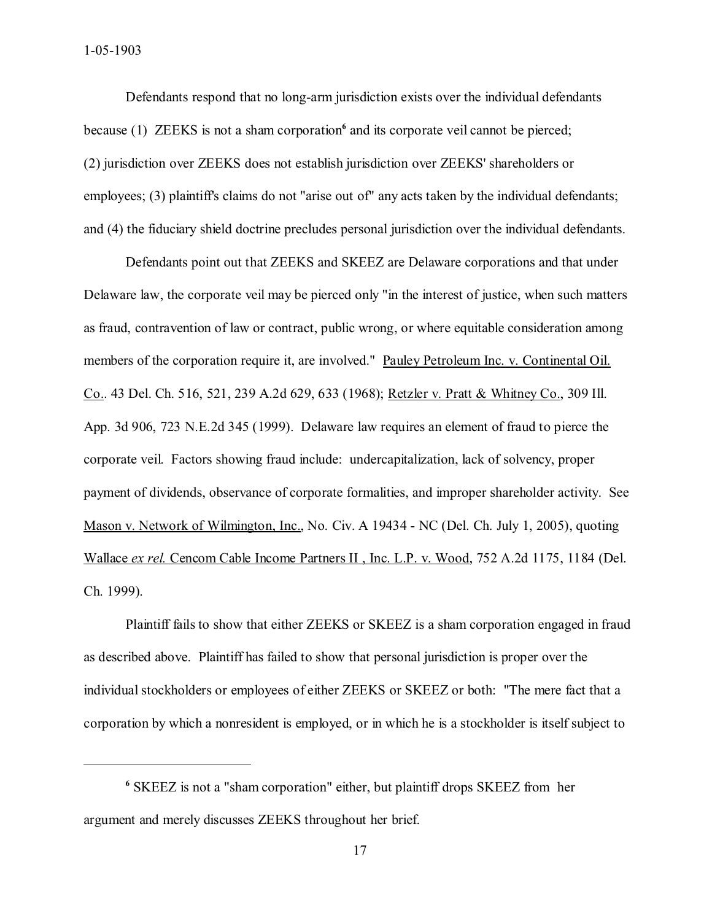Defendants respond that no long-arm jurisdiction exists over the individual defendants because (1) ZEEKS is not a sham corporation[6] and its corporate veil cannot be pierced; (2) jurisdiction over ZEEKS does not establish jurisdiction over ZEEKS' shareholders or employees; (3) plaintiff's claims do not "arise out of" any acts taken by the individual defendants; and (4) the fiduciary shield doctrine precludes personal jurisdiction over the individual defendants.

Defendants point out that ZEEKS and SKEEZ are Delaware corporations and that under Delaware law, the corporate veil may be pierced only "in the interest of justice, when such matters as fraud, contravention of law or contract, public wrong, or where equitable consideration among members of the corporation require it, are involved." Pauley Petroleum Inc. v. Continental Oil. Co.. 43 Del. Ch. 516, 521, 239 A.2d 629, 633 (1968); Retzler v. Pratt & Whitney Co., 309 Ill. App. 3d 906, 723 N.E.2d 345 (1999). Delaware law requires an element of fraud to pierce the corporate veil. Factors showing fraud include: undercapitalization, lack of solvency, proper payment of dividends, observance of corporate formalities, and improper shareholder activity. See Mason v. Network of Wilmington, Inc., No. Civ. A 19434 - NC (Del. Ch. July 1, 2005), quoting Wallace *ex rel.* Cencom Cable Income Partners II , Inc. L.P. v. Wood, 752 A.2d 1175, 1184 (Del. Ch. 1999).

Plaintiff fails to show that either ZEEKS or SKEEZ is a sham corporation engaged in fraud as described above. Plaintiff has failed to show that personal jurisdiction is proper over the individual stockholders or employees of either ZEEKS or SKEEZ or both: "The mere fact that a corporation by which a nonresident is employed, or in which he is a stockholder is itself subject to

---

[6] SKEEZ is not a "sham corporation" either, but plaintiff drops SKEEZ from her argument and merely discusses ZEEKS throughout her brief.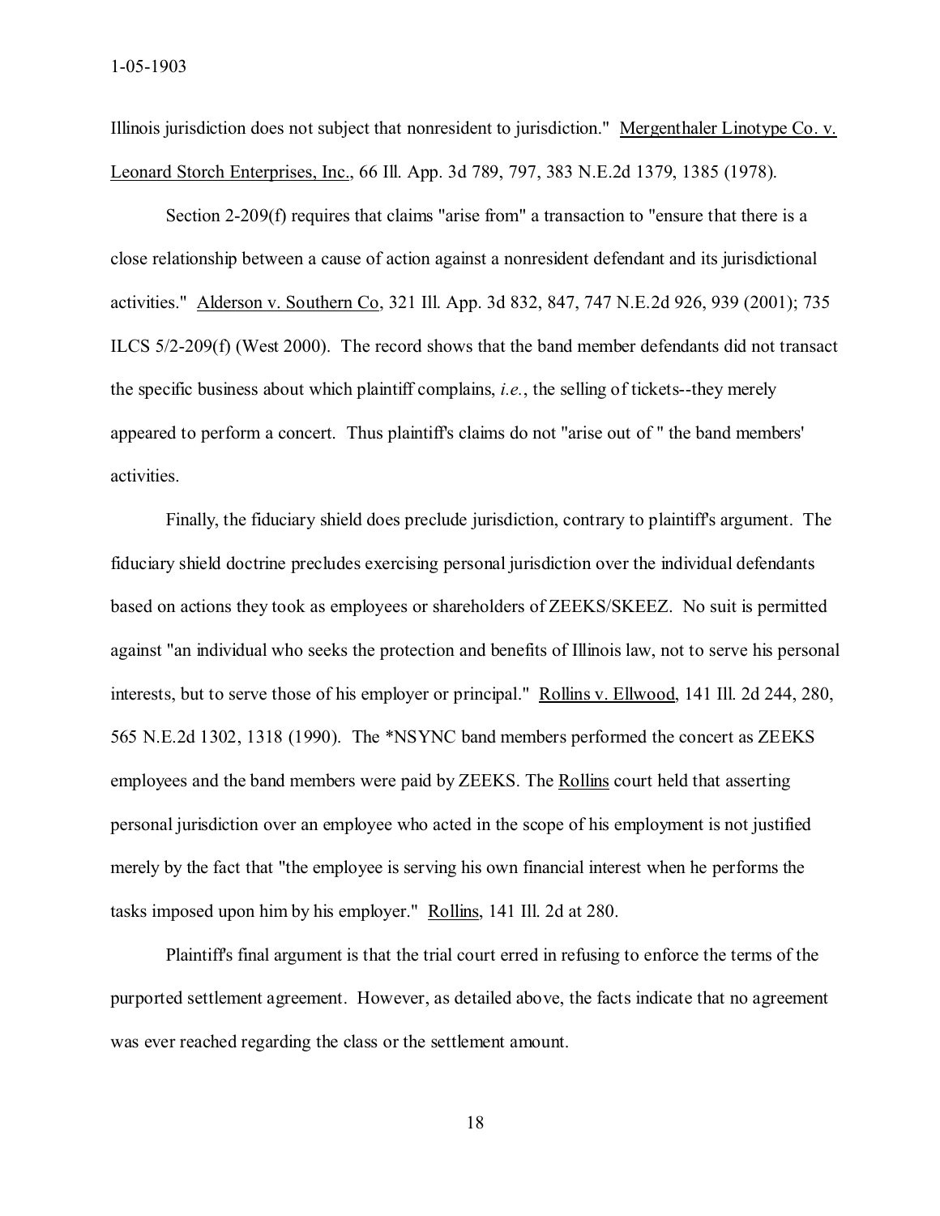Illinois jurisdiction does not subject that nonresident to jurisdiction." Mergenthaler Linotype Co. v. Leonard Storch Enterprises, Inc., 66 Ill. App. 3d 789, 797, 383 N.E.2d 1379, 1385 (1978).

Section 2-209(f) requires that claims "arise from" a transaction to "ensure that there is a close relationship between a cause of action against a nonresident defendant and its jurisdictional activities." Alderson v. Southern Co, 321 Ill. App. 3d 832, 847, 747 N.E.2d 926, 939 (2001); 735 ILCS 5/2-209(f) (West 2000). The record shows that the band member defendants did not transact the specific business about which plaintiff complains, *i.e.*, the selling of tickets--they merely appeared to perform a concert. Thus plaintiff's claims do not "arise out of " the band members' activities.

Finally, the fiduciary shield does preclude jurisdiction, contrary to plaintiff's argument. The fiduciary shield doctrine precludes exercising personal jurisdiction over the individual defendants based on actions they took as employees or shareholders of ZEEKS/SKEEZ. No suit is permitted against "an individual who seeks the protection and benefits of Illinois law, not to serve his personal interests, but to serve those of his employer or principal." Rollins v. Ellwood, 141 Ill. 2d 244, 280, 565 N.E.2d 1302, 1318 (1990). The *NSYNC band members performed the concert as ZEEKS employees and the band members were paid by ZEEKS. The Rollins court held that asserting personal jurisdiction over an employee who acted in the scope of his employment is not justified merely by the fact that "the employee is serving his own financial interest when he performs the tasks imposed upon him by his employer." Rollins, 141 Ill. 2d at 280.

Plaintiff's final argument is that the trial court erred in refusing to enforce the terms of the purported settlement agreement. However, as detailed above, the facts indicate that no agreement was ever reached regarding the class or the settlement amount.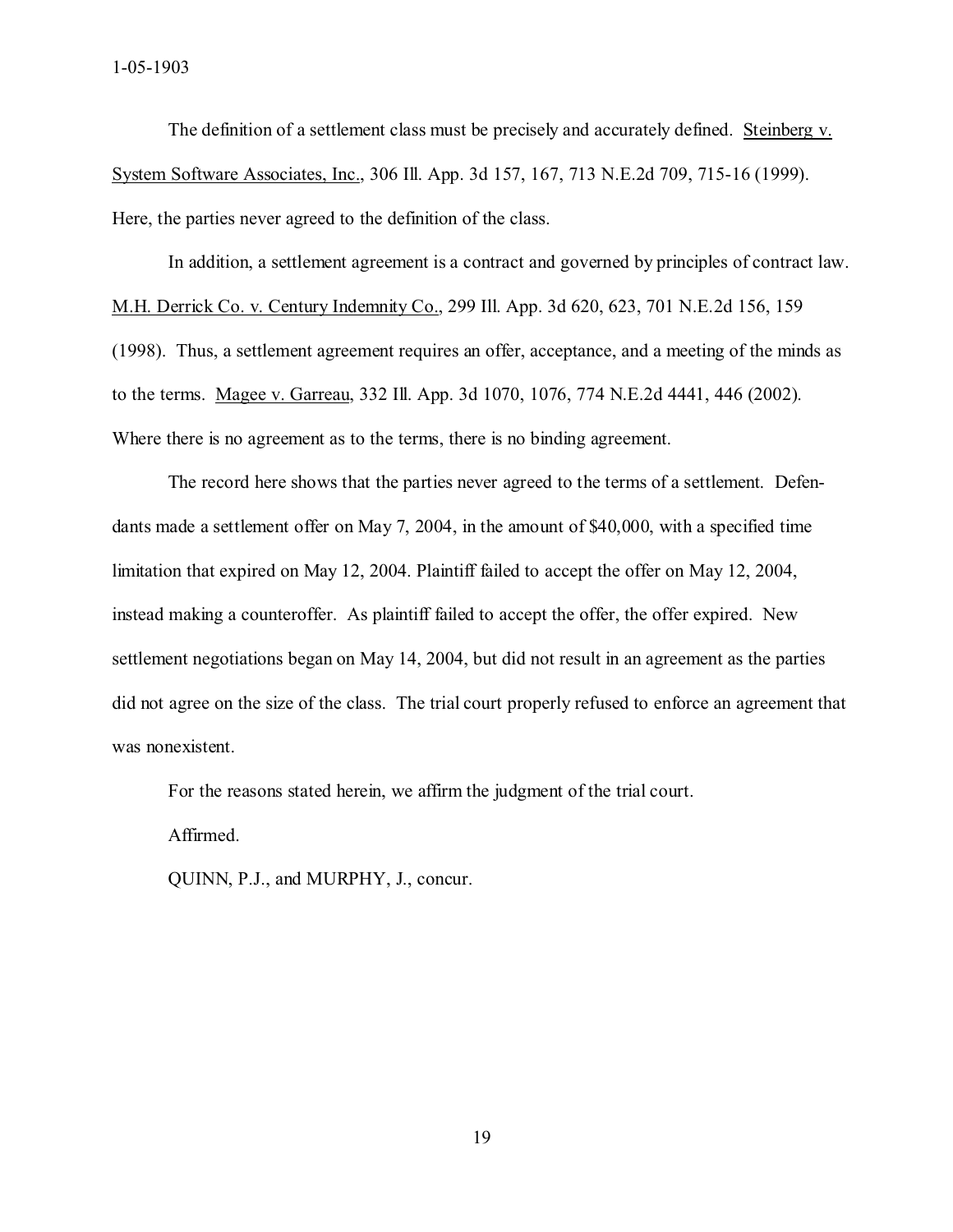The definition of a settlement class must be precisely and accurately defined. Steinberg v. System Software Associates, Inc., 306 Ill. App. 3d 157, 167, 713 N.E.2d 709, 715-16 (1999). Here, the parties never agreed to the definition of the class.

In addition, a settlement agreement is a contract and governed by principles of contract law. M.H. Derrick Co. v. Century Indemnity Co., 299 Ill. App. 3d 620, 623, 701 N.E.2d 156, 159 (1998). Thus, a settlement agreement requires an offer, acceptance, and a meeting of the minds as to the terms. Magee v. Garreau, 332 Ill. App. 3d 1070, 1076, 774 N.E.2d 4441, 446 (2002). Where there is no agreement as to the terms, there is no binding agreement.

The record here shows that the parties never agreed to the terms of a settlement. Defendants made a settlement offer on May 7, 2004, in the amount of $40,000, with a specified time limitation that expired on May 12, 2004. Plaintiff failed to accept the offer on May 12, 2004, instead making a counteroffer. As plaintiff failed to accept the offer, the offer expired. New settlement negotiations began on May 14, 2004, but did not result in an agreement as the parties did not agree on the size of the class. The trial court properly refused to enforce an agreement that was nonexistent.

For the reasons stated herein, we affirm the judgment of the trial court.

Affirmed.

QUINN, P.J., and MURPHY, J., concur.